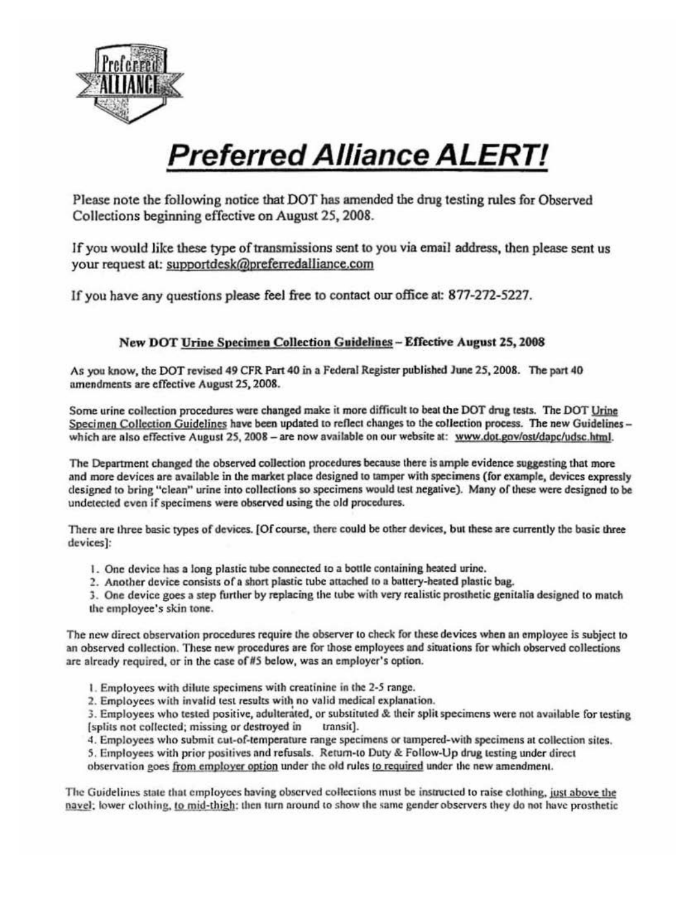# Preferred Alliance ALERT!

Please note the following notice that DOT has amended the drug testing rules for Observed Collections beginning effective on August 25, 2008.

If you would like these type of transmissions sent to you via email address, then please sent us your request at: supportdesk@preferredalliance.com

If you have any questions please feel free to contact our office at: 877-272-5227.

### New DOT Urine Specimen Collection Guidelines – Effective August 25, 2008

As you know, the DOT revised 49 CFR Part 40 in a Federal Register published June 25, 2008. The part 40 amendments are effective August 25, 2008.

Some urine collection procedures were changed make it more difficult to beat the DOT drug tests. The DOT Urine Specimen Collection Guidelines have been updated to reflect changes to the collection process. The new Guidelines – which are also effective August 25, 2008 – are now available on our website at: www.dot.gov/ost/dapc/udsc.html.

The Department changed the observed collection procedures because there is ample evidence suggesting that more and more devices are available in the market place designed to tamper with specimens (for example, devices expressly designed to bring "clean" urine into collections so specimens would test negative). Many of these were designed to be undetected even if specimens were observed using the old procedures.

There are three basic types of devices. [Of course, there could be other devices, but these are currently the basic three devices]:

1. One device has a long plastic tube connected to a bottle containing heated urine.
2. Another device consists of a short plastic tube attached to a battery-heated plastic bag.
3. One device goes a step further by replacing the tube with very realistic prosthetic genitalia designed to match the employee's skin tone.

The new direct observation procedures require the observer to check for these devices when an employee is subject to an observed collection. These new procedures are for those employees and situations for which observed collections are already required, or in the case of #5 below, was an employer's option.

1. Employees with dilute specimens with creatinine in the 2-5 range.
2. Employees with invalid test results with no valid medical explanation.
3. Employees who tested positive, adulterated, or substituted & their split specimens were not available for testing [splits not collected; missing or destroyed in transit].
4. Employees who submit out-of-temperature range specimens or tampered-with specimens at collection sites.
5. Employees with prior positives and refusals. Return-to Duty & Follow-Up drug testing under direct observation goes from employer option under the old rules to required under the new amendment.

The Guidelines state that employees having observed collections must be instructed to raise clothing, just above the navel; lower clothing, to mid-thigh; then turn around to show the same gender observers they do not have prosthetic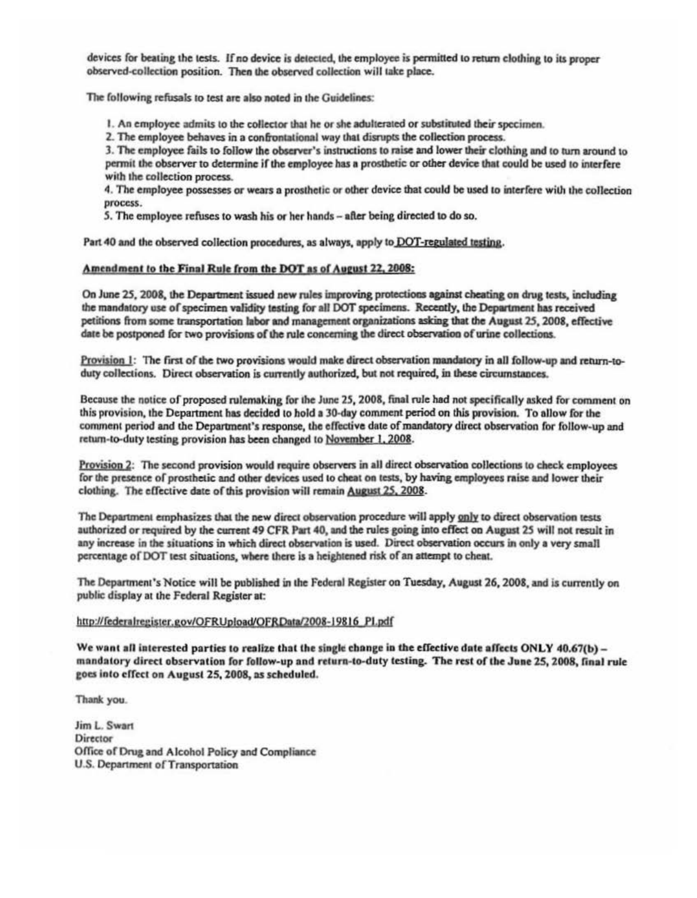devices for beating the tests. If no device is detected, the employee is permitted to return clothing to its proper observed-collection position. Then the observed collection will take place.

The following refusals to test are also noted in the Guidelines:

1. An employee admits to the collector that he or she adulterated or substituted their specimen.
2. The employee behaves in a confrontational way that disrupts the collection process.
3. The employee fails to follow the observer's instructions to raise and lower their clothing and to turn around to permit the observer to determine if the employee has a prosthetic or other device that could be used to interfere with the collection process.
4. The employee possesses or wears a prosthetic or other device that could be used to interfere with the collection process.
5. The employee refuses to wash his or her hands – after being directed to do so.

Part 40 and the observed collection procedures, as always, apply to <u>DOT-regulated testing</u>.

**<u>Amendment to the Final Rule from the DOT as of August 22, 2008:</u>**

On June 25, 2008, the Department issued new rules improving protections against cheating on drug tests, including the mandatory use of specimen validity testing for all DOT specimens. Recently, the Department has received petitions from some transportation labor and management organizations asking that the August 25, 2008, effective date be postponed for two provisions of the rule concerning the direct observation of urine collections.

<u>Provision 1</u>: The first of the two provisions would make direct observation mandatory in all follow-up and return-to-duty collections. Direct observation is currently authorized, but not required, in these circumstances.

Because the notice of proposed rulemaking for the June 25, 2008, final rule had not specifically asked for comment on this provision, the Department has decided to hold a 30-day comment period on this provision. To allow for the comment period and the Department's response, the effective date of mandatory direct observation for follow-up and return-to-duty testing provision has been changed to <u>November 1, 2008</u>.

<u>Provision 2</u>: The second provision would require observers in all direct observation collections to check employees for the presence of prosthetic and other devices used to cheat on tests, by having employees raise and lower their clothing. The effective date of this provision will remain <u>August 25, 2008</u>.

The Department emphasizes that the new direct observation procedure will apply <u>only</u> to direct observation tests authorized or required by the current 49 CFR Part 40, and the rules going into effect on August 25 will not result in any increase in the situations in which direct observation is used. Direct observation occurs in only a very small percentage of DOT test situations, where there is a heightened risk of an attempt to cheat.

The Department's Notice will be published in the Federal Register on Tuesday, August 26, 2008, and is currently on public display at the Federal Register at:

<u>http://federalregister.gov/OFRUpload/OFRData/2008-19816_PI.pdf</u>

**We want all interested parties to realize that the single change in the effective date affects ONLY 40.67(b) – mandatory direct observation for follow-up and return-to-duty testing. The rest of the June 25, 2008, final rule goes into effect on August 25, 2008, as scheduled.**

Thank you.

Jim L. Swart
Director
Office of Drug and Alcohol Policy and Compliance
U.S. Department of Transportation